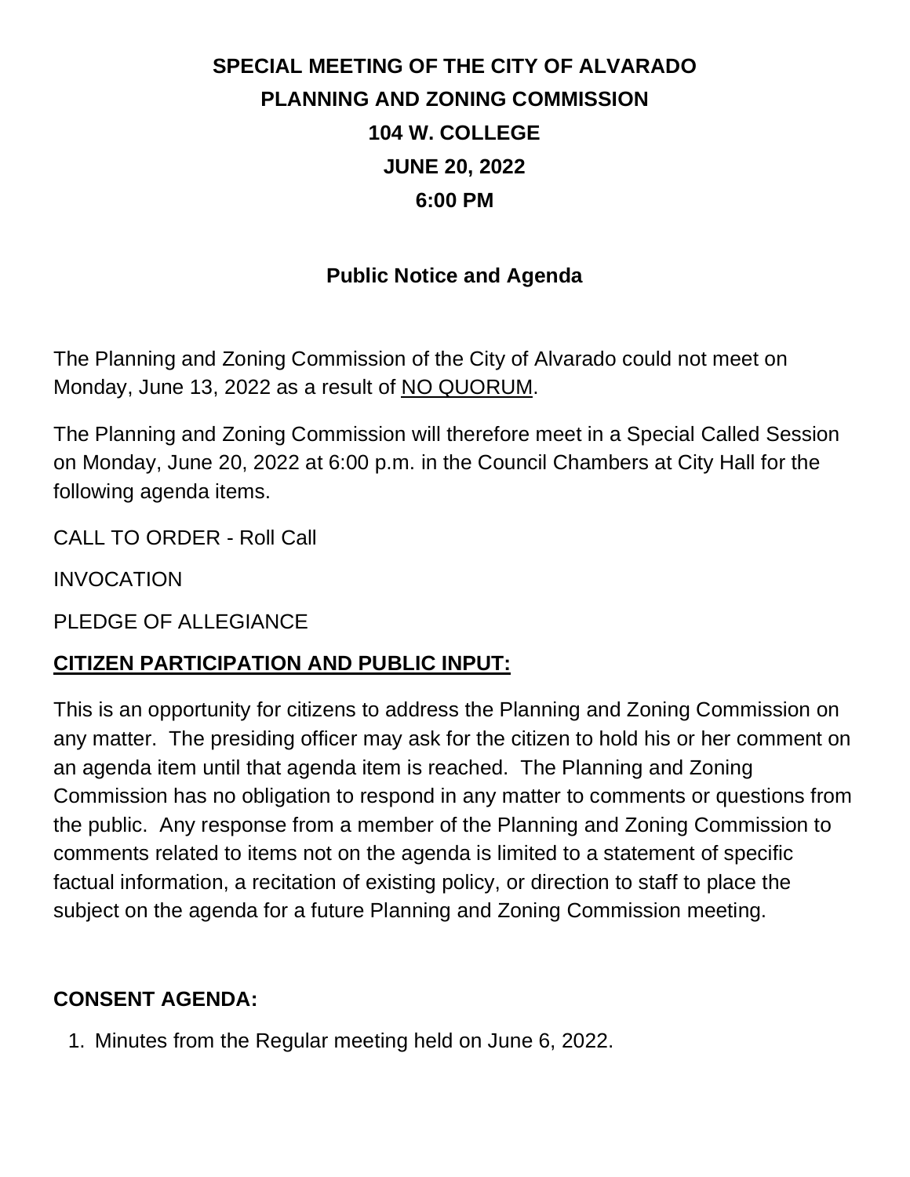# SPECIAL MEETING OF THE CITY OF ALVARADO
# PLANNING AND ZONING COMMISSION
# 104 W. COLLEGE
# JUNE 20, 2022
# 6:00 PM

## Public Notice and Agenda

The Planning and Zoning Commission of the City of Alvarado could not meet on Monday, June 13, 2022 as a result of NO QUORUM.

The Planning and Zoning Commission will therefore meet in a Special Called Session on Monday, June 20, 2022 at 6:00 p.m. in the Council Chambers at City Hall for the following agenda items.

CALL TO ORDER - Roll Call

INVOCATION

PLEDGE OF ALLEGIANCE

**CITIZEN PARTICIPATION AND PUBLIC INPUT:**

This is an opportunity for citizens to address the Planning and Zoning Commission on any matter. The presiding officer may ask for the citizen to hold his or her comment on an agenda item until that agenda item is reached. The Planning and Zoning Commission has no obligation to respond in any matter to comments or questions from the public. Any response from a member of the Planning and Zoning Commission to comments related to items not on the agenda is limited to a statement of specific factual information, a recitation of existing policy, or direction to staff to place the subject on the agenda for a future Planning and Zoning Commission meeting.

**CONSENT AGENDA:**

1. Minutes from the Regular meeting held on June 6, 2022.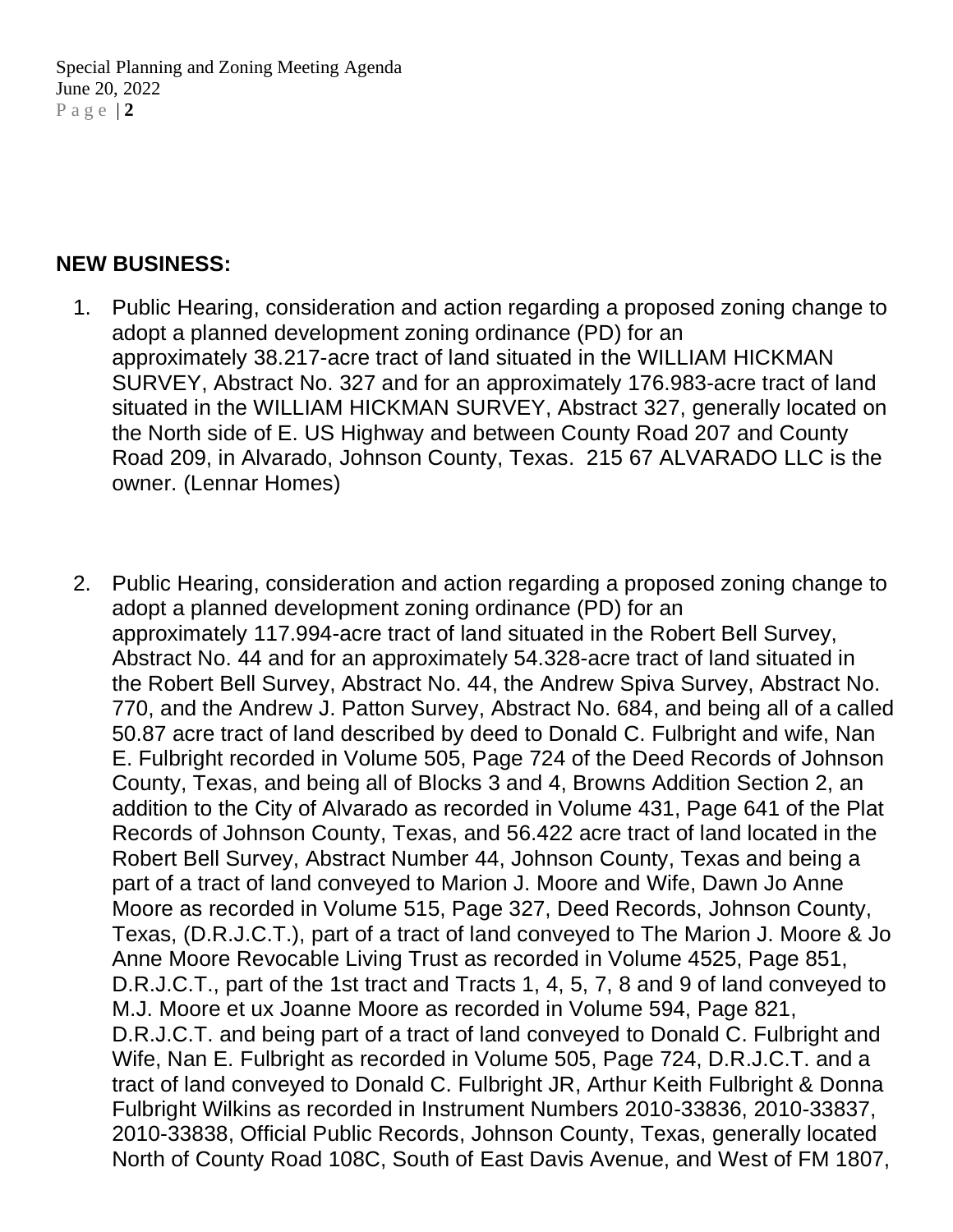## NEW BUSINESS:

1. Public Hearing, consideration and action regarding a proposed zoning change to adopt a planned development zoning ordinance (PD) for an approximately 38.217-acre tract of land situated in the WILLIAM HICKMAN SURVEY, Abstract No. 327 and for an approximately 176.983-acre tract of land situated in the WILLIAM HICKMAN SURVEY, Abstract 327, generally located on the North side of E. US Highway and between County Road 207 and County Road 209, in Alvarado, Johnson County, Texas. 215 67 ALVARADO LLC is the owner. (Lennar Homes)

2. Public Hearing, consideration and action regarding a proposed zoning change to adopt a planned development zoning ordinance (PD) for an approximately 117.994-acre tract of land situated in the Robert Bell Survey, Abstract No. 44 and for an approximately 54.328-acre tract of land situated in the Robert Bell Survey, Abstract No. 44, the Andrew Spiva Survey, Abstract No. 770, and the Andrew J. Patton Survey, Abstract No. 684, and being all of a called 50.87 acre tract of land described by deed to Donald C. Fulbright and wife, Nan E. Fulbright recorded in Volume 505, Page 724 of the Deed Records of Johnson County, Texas, and being all of Blocks 3 and 4, Browns Addition Section 2, an addition to the City of Alvarado as recorded in Volume 431, Page 641 of the Plat Records of Johnson County, Texas, and 56.422 acre tract of land located in the Robert Bell Survey, Abstract Number 44, Johnson County, Texas and being a part of a tract of land conveyed to Marion J. Moore and Wife, Dawn Jo Anne Moore as recorded in Volume 515, Page 327, Deed Records, Johnson County, Texas, (D.R.J.C.T.), part of a tract of land conveyed to The Marion J. Moore & Jo Anne Moore Revocable Living Trust as recorded in Volume 4525, Page 851, D.R.J.C.T., part of the 1st tract and Tracts 1, 4, 5, 7, 8 and 9 of land conveyed to M.J. Moore et ux Joanne Moore as recorded in Volume 594, Page 821, D.R.J.C.T. and being part of a tract of land conveyed to Donald C. Fulbright and Wife, Nan E. Fulbright as recorded in Volume 505, Page 724, D.R.J.C.T. and a tract of land conveyed to Donald C. Fulbright JR, Arthur Keith Fulbright & Donna Fulbright Wilkins as recorded in Instrument Numbers 2010-33836, 2010-33837, 2010-33838, Official Public Records, Johnson County, Texas, generally located North of County Road 108C, South of East Davis Avenue, and West of FM 1807,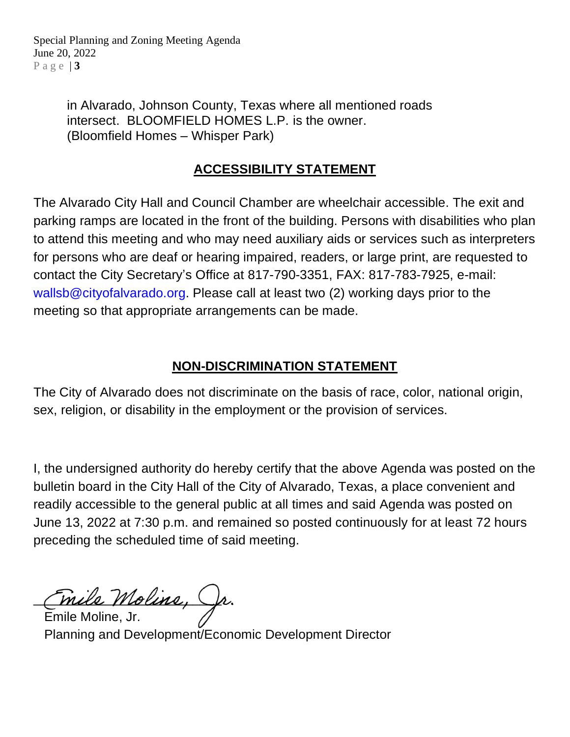in Alvarado, Johnson County, Texas where all mentioned roads intersect. BLOOMFIELD HOMES L.P. is the owner. (Bloomfield Homes – Whisper Park)

## ACCESSIBILITY STATEMENT

The Alvarado City Hall and Council Chamber are wheelchair accessible. The exit and parking ramps are located in the front of the building. Persons with disabilities who plan to attend this meeting and who may need auxiliary aids or services such as interpreters for persons who are deaf or hearing impaired, readers, or large print, are requested to contact the City Secretary's Office at 817-790-3351, FAX: 817-783-7925, e-mail: wallsb@cityofalvarado.org. Please call at least two (2) working days prior to the meeting so that appropriate arrangements can be made.

## NON-DISCRIMINATION STATEMENT

The City of Alvarado does not discriminate on the basis of race, color, national origin, sex, religion, or disability in the employment or the provision of services.

I, the undersigned authority do hereby certify that the above Agenda was posted on the bulletin board in the City Hall of the City of Alvarado, Texas, a place convenient and readily accessible to the general public at all times and said Agenda was posted on June 13, 2022 at 7:30 p.m. and remained so posted continuously for at least 72 hours preceding the scheduled time of said meeting.

Emile Moline, Jr.

Emile Moline, Jr.
Planning and Development/Economic Development Director